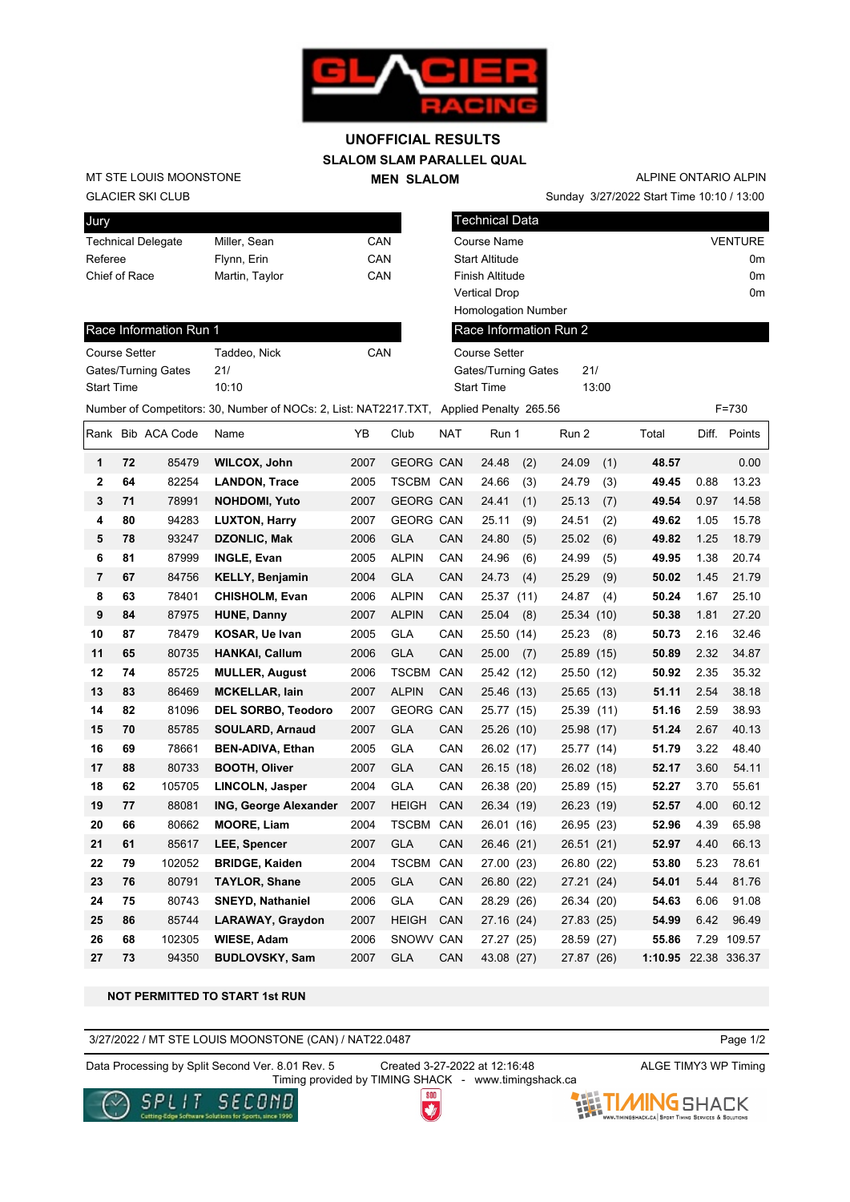# UNOFFICIAL RESULTS

## SLALOM SLAM PARALLEL QUAL

## MEN SLALOM

MT STE LOUIS MOONSTONE

GLACIER SKI CLUB

ALPINE ONTARIO ALPIN

Sunday 3/27/2022 Start Time 10:10 / 13:00

| Jury | | |
|---|---|---|
| Technical Delegate | Miller, Sean | CAN |
| Referee | Flynn, Erin | CAN |
| Chief of Race | Martin, Taylor | CAN |

| Technical Data | |
|---|---|
| Course Name | VENTURE |
| Start Altitude | 0m |
| Finish Altitude | 0m |
| Vertical Drop | 0m |
| Homologation Number | |

| Race Information Run 1 | | |
|---|---|---|
| Course Setter | Taddeo, Nick | CAN |
| Gates/Turning Gates | 21/ | |
| Start Time | 10:10 | |

| Race Information Run 2 | |
|---|---|
| Course Setter | |
| Gates/Turning Gates | 21/ |
| Start Time | 13:00 |

Number of Competitors: 30, Number of NOCs: 2, List: NAT2217.TXT, Applied Penalty 265.56 F=730

| Rank | Bib | ACA Code | Name | YB | Club | NAT | Run 1 | | Run 2 | | Total | Diff. | Points |
|---|---|---|---|---|---|---|---|---|---|---|---|---|---|
| **1** | **72** | 85479 | **WILCOX, John** | 2007 | GEORG | CAN | 24.48 | (2) | 24.09 | (1) | **48.57** | | 0.00 |
| **2** | **64** | 82254 | **LANDON, Trace** | 2005 | TSCBM | CAN | 24.66 | (3) | 24.79 | (3) | **49.45** | 0.88 | 13.23 |
| **3** | **71** | 78991 | **NOHDOMI, Yuto** | 2007 | GEORG | CAN | 24.41 | (1) | 25.13 | (7) | **49.54** | 0.97 | 14.58 |
| **4** | **80** | 94283 | **LUXTON, Harry** | 2007 | GEORG | CAN | 25.11 | (9) | 24.51 | (2) | **49.62** | 1.05 | 15.78 |
| **5** | **78** | 93247 | **DZONLIC, Mak** | 2006 | GLA | CAN | 24.80 | (5) | 25.02 | (6) | **49.82** | 1.25 | 18.79 |
| **6** | **81** | 87999 | **INGLE, Evan** | 2005 | ALPIN | CAN | 24.96 | (6) | 24.99 | (5) | **49.95** | 1.38 | 20.74 |
| **7** | **67** | 84756 | **KELLY, Benjamin** | 2004 | GLA | CAN | 24.73 | (4) | 25.29 | (9) | **50.02** | 1.45 | 21.79 |
| **8** | **63** | 78401 | **CHISHOLM, Evan** | 2006 | ALPIN | CAN | 25.37 | (11) | 24.87 | (4) | **50.24** | 1.67 | 25.10 |
| **9** | **84** | 87975 | **HUNE, Danny** | 2007 | ALPIN | CAN | 25.04 | (8) | 25.34 | (10) | **50.38** | 1.81 | 27.20 |
| **10** | **87** | 78479 | **KOSAR, Ue Ivan** | 2005 | GLA | CAN | 25.50 | (14) | 25.23 | (8) | **50.73** | 2.16 | 32.46 |
| **11** | **65** | 80735 | **HANKAI, Callum** | 2006 | GLA | CAN | 25.00 | (7) | 25.89 | (15) | **50.89** | 2.32 | 34.87 |
| **12** | **74** | 85725 | **MULLER, August** | 2006 | TSCBM | CAN | 25.42 | (12) | 25.50 | (12) | **50.92** | 2.35 | 35.32 |
| **13** | **83** | 86469 | **MCKELLAR, Iain** | 2007 | ALPIN | CAN | 25.46 | (13) | 25.65 | (13) | **51.11** | 2.54 | 38.18 |
| **14** | **82** | 81096 | **DEL SORBO, Teodoro** | 2007 | GEORG | CAN | 25.77 | (15) | 25.39 | (11) | **51.16** | 2.59 | 38.93 |
| **15** | **70** | 85785 | **SOULARD, Arnaud** | 2007 | GLA | CAN | 25.26 | (10) | 25.98 | (17) | **51.24** | 2.67 | 40.13 |
| **16** | **69** | 78661 | **BEN-ADIVA, Ethan** | 2005 | GLA | CAN | 26.02 | (17) | 25.77 | (14) | **51.79** | 3.22 | 48.40 |
| **17** | **88** | 80733 | **BOOTH, Oliver** | 2007 | GLA | CAN | 26.15 | (18) | 26.02 | (18) | **52.17** | 3.60 | 54.11 |
| **18** | **62** | 105705 | **LINCOLN, Jasper** | 2004 | GLA | CAN | 26.38 | (20) | 25.89 | (15) | **52.27** | 3.70 | 55.61 |
| **19** | **77** | 88081 | **ING, George Alexander** | 2007 | HEIGH | CAN | 26.34 | (19) | 26.23 | (19) | **52.57** | 4.00 | 60.12 |
| **20** | **66** | 80662 | **MOORE, Liam** | 2004 | TSCBM | CAN | 26.01 | (16) | 26.95 | (23) | **52.96** | 4.39 | 65.98 |
| **21** | **61** | 85617 | **LEE, Spencer** | 2007 | GLA | CAN | 26.46 | (21) | 26.51 | (21) | **52.97** | 4.40 | 66.13 |
| **22** | **79** | 102052 | **BRIDGE, Kaiden** | 2004 | TSCBM | CAN | 27.00 | (23) | 26.80 | (22) | **53.80** | 5.23 | 78.61 |
| **23** | **76** | 80791 | **TAYLOR, Shane** | 2005 | GLA | CAN | 26.80 | (22) | 27.21 | (24) | **54.01** | 5.44 | 81.76 |
| **24** | **75** | 80743 | **SNEYD, Nathaniel** | 2006 | GLA | CAN | 28.29 | (26) | 26.34 | (20) | **54.63** | 6.06 | 91.08 |
| **25** | **86** | 85744 | **LARAWAY, Graydon** | 2007 | HEIGH | CAN | 27.16 | (24) | 27.83 | (25) | **54.99** | 6.42 | 96.49 |
| **26** | **68** | 102305 | **WIESE, Adam** | 2006 | SNOWV | CAN | 27.27 | (25) | 28.59 | (27) | **55.86** | 7.29 | 109.57 |
| **27** | **73** | 94350 | **BUDLOVSKY, Sam** | 2007 | GLA | CAN | 43.08 | (27) | 27.87 | (26) | **1:10.95** | 22.38 | 336.37 |

**NOT PERMITTED TO START 1st RUN**

3/27/2022 / MT STE LOUIS MOONSTONE (CAN) / NAT22.0487

Data Processing by Split Second Ver. 8.01 Rev. 5 Created 3-27-2022 at 12:16:48 ALGE TIMY3 WP Timing

Timing provided by TIMING SHACK - www.timingshack.ca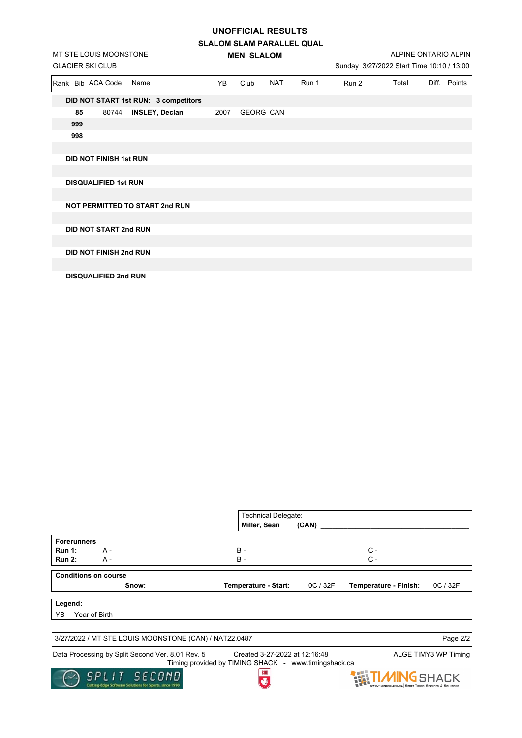# UNOFFICIAL RESULTS

## SLALOM SLAM PARALLEL QUAL

### MEN SLALOM

MT STE LOUIS MOONSTONE
GLACIER SKI CLUB

ALPINE ONTARIO ALPIN
Sunday 3/27/2022 Start Time 10:10 / 13:00

| Rank | Bib | ACA Code | Name | YB | Club | NAT | Run 1 | Run 2 | Total | Diff. | Points |
|---|---|---|---|---|---|---|---|---|---|---|---|
| **DID NOT START 1st RUN: 3 competitors** | | | | | | | | | | | |
| | **85** | 80744 | **INSLEY, Declan** | 2007 | GEORG | CAN | | | | | |
| | **999** | | | | | | | | | | |
| | **998** | | | | | | | | | | |
| **DID NOT FINISH 1st RUN** | | | | | | | | | | | |
| **DISQUALIFIED 1st RUN** | | | | | | | | | | | |
| **NOT PERMITTED TO START 2nd RUN** | | | | | | | | | | | |
| **DID NOT START 2nd RUN** | | | | | | | | | | | |
| **DID NOT FINISH 2nd RUN** | | | | | | | | | | | |
| **DISQUALIFIED 2nd RUN** | | | | | | | | | | | |

Technical Delegate:
**Miller, Sean** **(CAN)**

| **Forerunners** | | | |
|---|---|---|---|
| **Run 1:** | A - | B - | C - |
| **Run 2:** | A - | B - | C - |

**Conditions on course**

**Snow:** **Temperature - Start:** 0C / 32F **Temperature - Finish:** 0C / 32F

**Legend:**
YB Year of Birth

3/27/2022 / MT STE LOUIS MOONSTONE (CAN) / NAT22.0487

Data Processing by Split Second Ver. 8.01 Rev. 5 Created 3-27-2022 at 12:16:48 ALGE TIMY3 WP Timing
Timing provided by TIMING SHACK - www.timingshack.ca